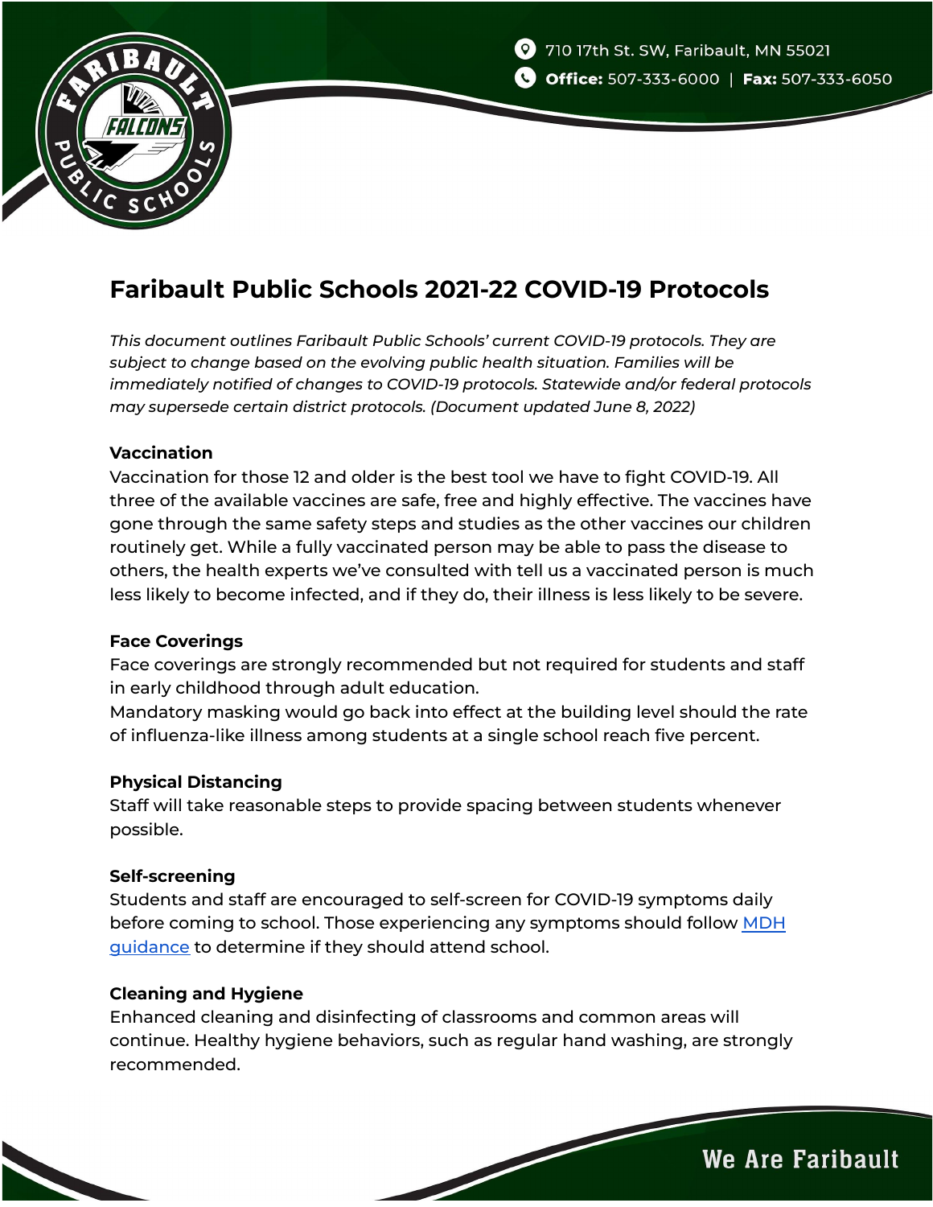710 17th St. SW, Faribault, MN 55021

**Office:** 507-333-6000 | **Fax:** 507-333-6050

# Faribault Public Schools 2021-22 COVID-19 Protocols

*This document outlines Faribault Public Schools' current COVID-19 protocols. They are subject to change based on the evolving public health situation. Families will be immediately notified of changes to COVID-19 protocols. Statewide and/or federal protocols may supersede certain district protocols. (Document updated June 8, 2022)*

### Vaccination

Vaccination for those 12 and older is the best tool we have to fight COVID-19. All three of the available vaccines are safe, free and highly effective. The vaccines have gone through the same safety steps and studies as the other vaccines our children routinely get. While a fully vaccinated person may be able to pass the disease to others, the health experts we've consulted with tell us a vaccinated person is much less likely to become infected, and if they do, their illness is less likely to be severe.

### Face Coverings

Face coverings are strongly recommended but not required for students and staff in early childhood through adult education.

Mandatory masking would go back into effect at the building level should the rate of influenza-like illness among students at a single school reach five percent.

### Physical Distancing

Staff will take reasonable steps to provide spacing between students whenever possible.

### Self-screening

Students and staff are encouraged to self-screen for COVID-19 symptoms daily before coming to school. Those experiencing any symptoms should follow MDH guidance to determine if they should attend school.

### Cleaning and Hygiene

Enhanced cleaning and disinfecting of classrooms and common areas will continue. Healthy hygiene behaviors, such as regular hand washing, are strongly recommended.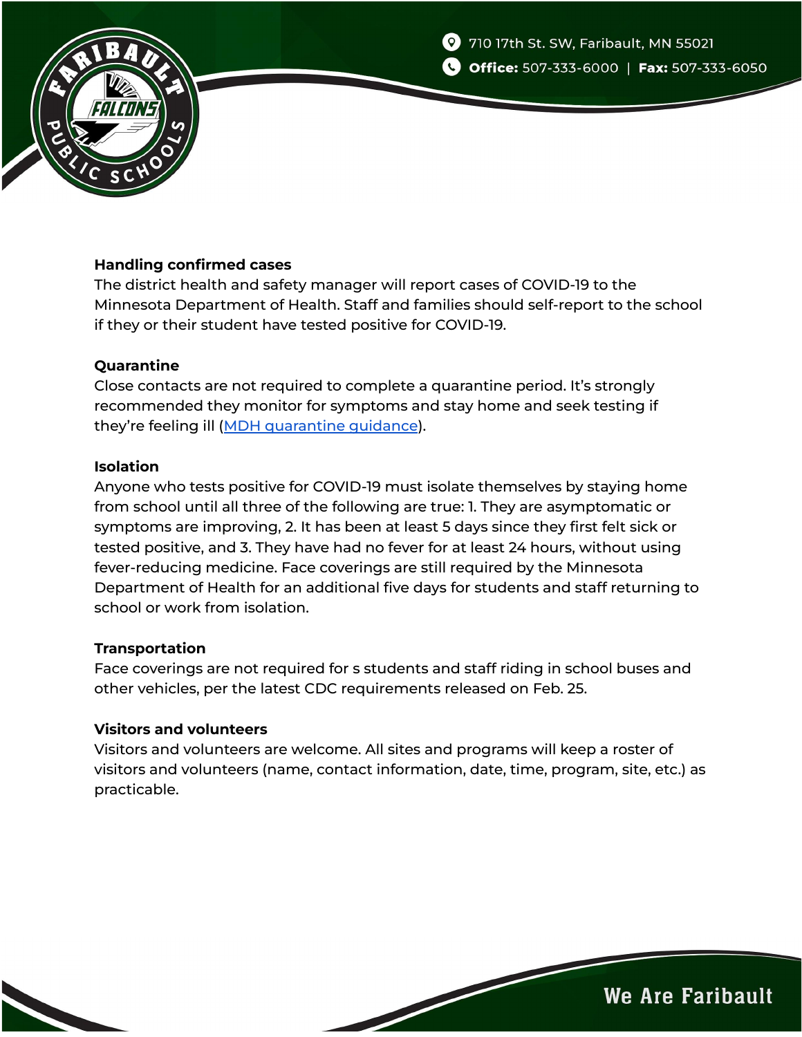**Handling confirmed cases**

The district health and safety manager will report cases of COVID-19 to the Minnesota Department of Health. Staff and families should self-report to the school if they or their student have tested positive for COVID-19.

**Quarantine**

Close contacts are not required to complete a quarantine period. It's strongly recommended they monitor for symptoms and stay home and seek testing if they're feeling ill ([MDH quarantine guidance]).

**Isolation**

Anyone who tests positive for COVID-19 must isolate themselves by staying home from school until all three of the following are true: 1. They are asymptomatic or symptoms are improving, 2. It has been at least 5 days since they first felt sick or tested positive, and 3. They have had no fever for at least 24 hours, without using fever-reducing medicine. Face coverings are still required by the Minnesota Department of Health for an additional five days for students and staff returning to school or work from isolation.

**Transportation**

Face coverings are not required for s students and staff riding in school buses and other vehicles, per the latest CDC requirements released on Feb. 25.

**Visitors and volunteers**

Visitors and volunteers are welcome. All sites and programs will keep a roster of visitors and volunteers (name, contact information, date, time, program, site, etc.) as practicable.